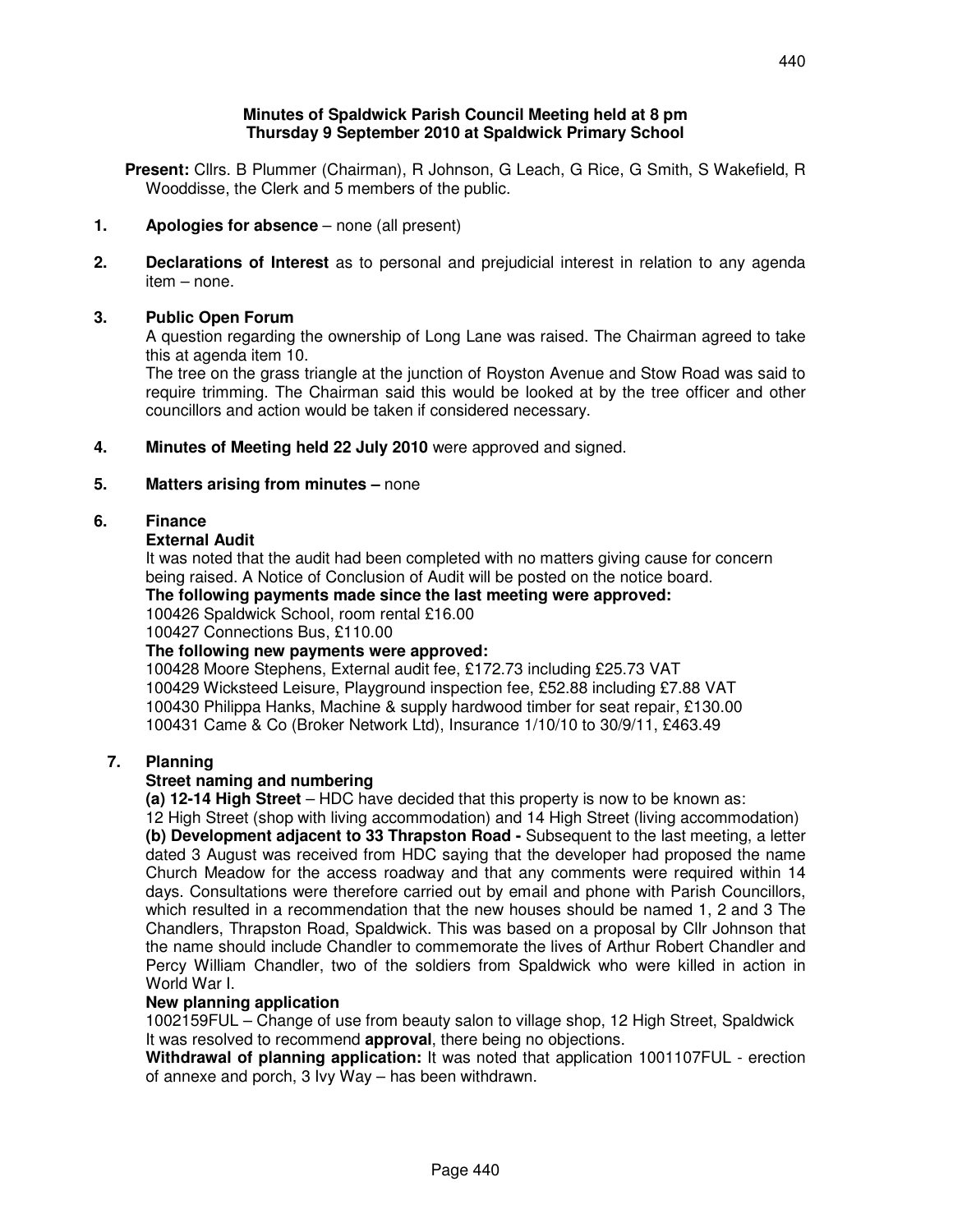**Minutes of Spaldwick Parish Council Meeting held at 8 pm**
**Thursday 9 September 2010 at Spaldwick Primary School**

**Present:** Cllrs. B Plummer (Chairman), R Johnson, G Leach, G Rice, G Smith, S Wakefield, R Wooddisse, the Clerk and 5 members of the public.

**1. Apologies for absence** – none (all present)

**2. Declarations of Interest** as to personal and prejudicial interest in relation to any agenda item – none.

**3. Public Open Forum**

A question regarding the ownership of Long Lane was raised. The Chairman agreed to take this at agenda item 10.

The tree on the grass triangle at the junction of Royston Avenue and Stow Road was said to require trimming. The Chairman said this would be looked at by the tree officer and other councillors and action would be taken if considered necessary.

**4. Minutes of Meeting held 22 July 2010** were approved and signed.

**5. Matters arising from minutes –** none

**6. Finance**

**External Audit**

It was noted that the audit had been completed with no matters giving cause for concern being raised. A Notice of Conclusion of Audit will be posted on the notice board.

**The following payments made since the last meeting were approved:**

100426 Spaldwick School, room rental £16.00
100427 Connections Bus, £110.00

**The following new payments were approved:**

100428 Moore Stephens, External audit fee, £172.73 including £25.73 VAT
100429 Wicksteed Leisure, Playground inspection fee, £52.88 including £7.88 VAT
100430 Philippa Hanks, Machine & supply hardwood timber for seat repair, £130.00
100431 Came & Co (Broker Network Ltd), Insurance 1/10/10 to 30/9/11, £463.49

**7. Planning**

**Street naming and numbering**

**(a) 12-14 High Street** – HDC have decided that this property is now to be known as:
12 High Street (shop with living accommodation) and 14 High Street (living accommodation)

**(b) Development adjacent to 33 Thrapston Road -** Subsequent to the last meeting, a letter dated 3 August was received from HDC saying that the developer had proposed the name Church Meadow for the access roadway and that any comments were required within 14 days. Consultations were therefore carried out by email and phone with Parish Councillors, which resulted in a recommendation that the new houses should be named 1, 2 and 3 The Chandlers, Thrapston Road, Spaldwick. This was based on a proposal by Cllr Johnson that the name should include Chandler to commemorate the lives of Arthur Robert Chandler and Percy William Chandler, two of the soldiers from Spaldwick who were killed in action in World War I.

**New planning application**

1002159FUL – Change of use from beauty salon to village shop, 12 High Street, Spaldwick
It was resolved to recommend **approval**, there being no objections.

**Withdrawal of planning application:** It was noted that application 1001107FUL - erection of annexe and porch, 3 Ivy Way – has been withdrawn.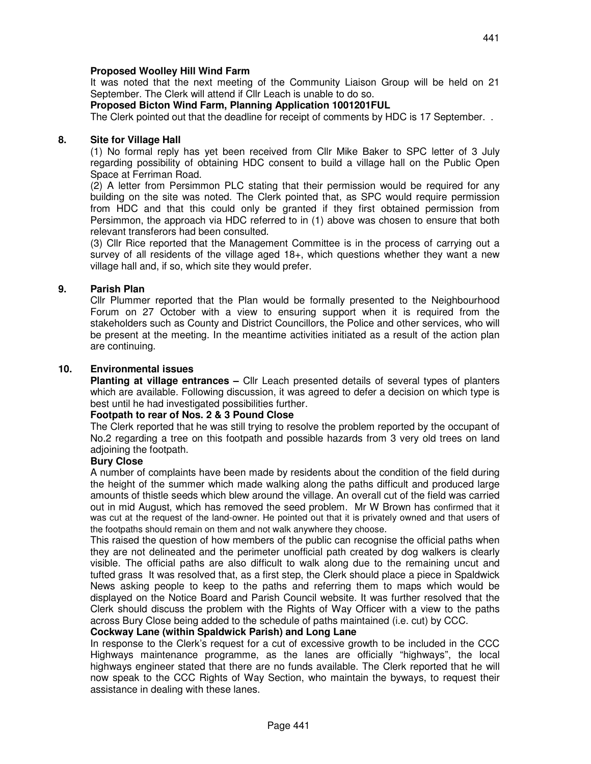**Proposed Woolley Hill Wind Farm**

It was noted that the next meeting of the Community Liaison Group will be held on 21 September. The Clerk will attend if Cllr Leach is unable to do so.

**Proposed Bicton Wind Farm, Planning Application 1001201FUL**

The Clerk pointed out that the deadline for receipt of comments by HDC is 17 September. .

## 8. Site for Village Hall

(1) No formal reply has yet been received from Cllr Mike Baker to SPC letter of 3 July regarding possibility of obtaining HDC consent to build a village hall on the Public Open Space at Ferriman Road.

(2) A letter from Persimmon PLC stating that their permission would be required for any building on the site was noted. The Clerk pointed that, as SPC would require permission from HDC and that this could only be granted if they first obtained permission from Persimmon, the approach via HDC referred to in (1) above was chosen to ensure that both relevant transferors had been consulted.

(3) Cllr Rice reported that the Management Committee is in the process of carrying out a survey of all residents of the village aged 18+, which questions whether they want a new village hall and, if so, which site they would prefer.

## 9. Parish Plan

Cllr Plummer reported that the Plan would be formally presented to the Neighbourhood Forum on 27 October with a view to ensuring support when it is required from the stakeholders such as County and District Councillors, the Police and other services, who will be present at the meeting. In the meantime activities initiated as a result of the action plan are continuing.

## 10. Environmental issues

**Planting at village entrances –** Cllr Leach presented details of several types of planters which are available. Following discussion, it was agreed to defer a decision on which type is best until he had investigated possibilities further.

**Footpath to rear of Nos. 2 & 3 Pound Close**

The Clerk reported that he was still trying to resolve the problem reported by the occupant of No.2 regarding a tree on this footpath and possible hazards from 3 very old trees on land adjoining the footpath.

**Bury Close**

A number of complaints have been made by residents about the condition of the field during the height of the summer which made walking along the paths difficult and produced large amounts of thistle seeds which blew around the village. An overall cut of the field was carried out in mid August, which has removed the seed problem. Mr W Brown has confirmed that it was cut at the request of the land-owner. He pointed out that it is privately owned and that users of the footpaths should remain on them and not walk anywhere they choose.

This raised the question of how members of the public can recognise the official paths when they are not delineated and the perimeter unofficial path created by dog walkers is clearly visible. The official paths are also difficult to walk along due to the remaining uncut and tufted grass It was resolved that, as a first step, the Clerk should place a piece in Spaldwick News asking people to keep to the paths and referring them to maps which would be displayed on the Notice Board and Parish Council website. It was further resolved that the Clerk should discuss the problem with the Rights of Way Officer with a view to the paths across Bury Close being added to the schedule of paths maintained (i.e. cut) by CCC.

**Cockway Lane (within Spaldwick Parish) and Long Lane**

In response to the Clerk's request for a cut of excessive growth to be included in the CCC Highways maintenance programme, as the lanes are officially "highways", the local highways engineer stated that there are no funds available. The Clerk reported that he will now speak to the CCC Rights of Way Section, who maintain the byways, to request their assistance in dealing with these lanes.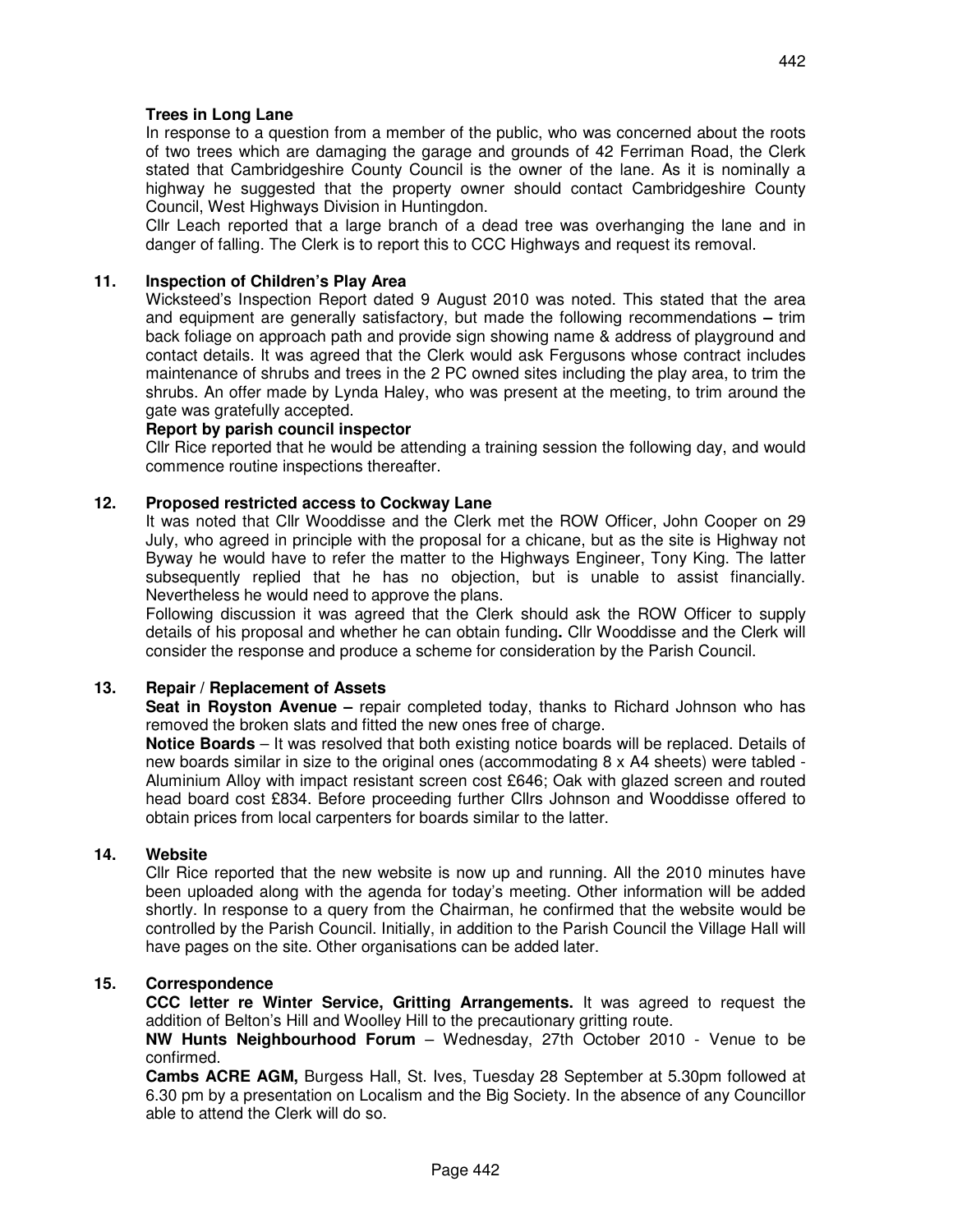**Trees in Long Lane**

In response to a question from a member of the public, who was concerned about the roots of two trees which are damaging the garage and grounds of 42 Ferriman Road, the Clerk stated that Cambridgeshire County Council is the owner of the lane. As it is nominally a highway he suggested that the property owner should contact Cambridgeshire County Council, West Highways Division in Huntingdon.

Cllr Leach reported that a large branch of a dead tree was overhanging the lane and in danger of falling. The Clerk is to report this to CCC Highways and request its removal.

## 11. Inspection of Children's Play Area

Wicksteed's Inspection Report dated 9 August 2010 was noted. This stated that the area and equipment are generally satisfactory, but made the following recommendations **–** trim back foliage on approach path and provide sign showing name & address of playground and contact details. It was agreed that the Clerk would ask Fergusons whose contract includes maintenance of shrubs and trees in the 2 PC owned sites including the play area, to trim the shrubs. An offer made by Lynda Haley, who was present at the meeting, to trim around the gate was gratefully accepted.

**Report by parish council inspector**

Cllr Rice reported that he would be attending a training session the following day, and would commence routine inspections thereafter.

## 12. Proposed restricted access to Cockway Lane

It was noted that Cllr Wooddisse and the Clerk met the ROW Officer, John Cooper on 29 July, who agreed in principle with the proposal for a chicane, but as the site is Highway not Byway he would have to refer the matter to the Highways Engineer, Tony King. The latter subsequently replied that he has no objection, but is unable to assist financially. Nevertheless he would need to approve the plans.

Following discussion it was agreed that the Clerk should ask the ROW Officer to supply details of his proposal and whether he can obtain funding**.** Cllr Wooddisse and the Clerk will consider the response and produce a scheme for consideration by the Parish Council.

## 13. Repair / Replacement of Assets

**Seat in Royston Avenue –** repair completed today, thanks to Richard Johnson who has removed the broken slats and fitted the new ones free of charge.

**Notice Boards** – It was resolved that both existing notice boards will be replaced. Details of new boards similar in size to the original ones (accommodating 8 x A4 sheets) were tabled - Aluminium Alloy with impact resistant screen cost £646; Oak with glazed screen and routed head board cost £834. Before proceeding further Cllrs Johnson and Wooddisse offered to obtain prices from local carpenters for boards similar to the latter.

## 14. Website

Cllr Rice reported that the new website is now up and running. All the 2010 minutes have been uploaded along with the agenda for today's meeting. Other information will be added shortly. In response to a query from the Chairman, he confirmed that the website would be controlled by the Parish Council. Initially, in addition to the Parish Council the Village Hall will have pages on the site. Other organisations can be added later.

## 15. Correspondence

**CCC letter re Winter Service, Gritting Arrangements.** It was agreed to request the addition of Belton's Hill and Woolley Hill to the precautionary gritting route.

**NW Hunts Neighbourhood Forum** – Wednesday, 27th October 2010 - Venue to be confirmed.

**Cambs ACRE AGM,** Burgess Hall, St. Ives, Tuesday 28 September at 5.30pm followed at 6.30 pm by a presentation on Localism and the Big Society. In the absence of any Councillor able to attend the Clerk will do so.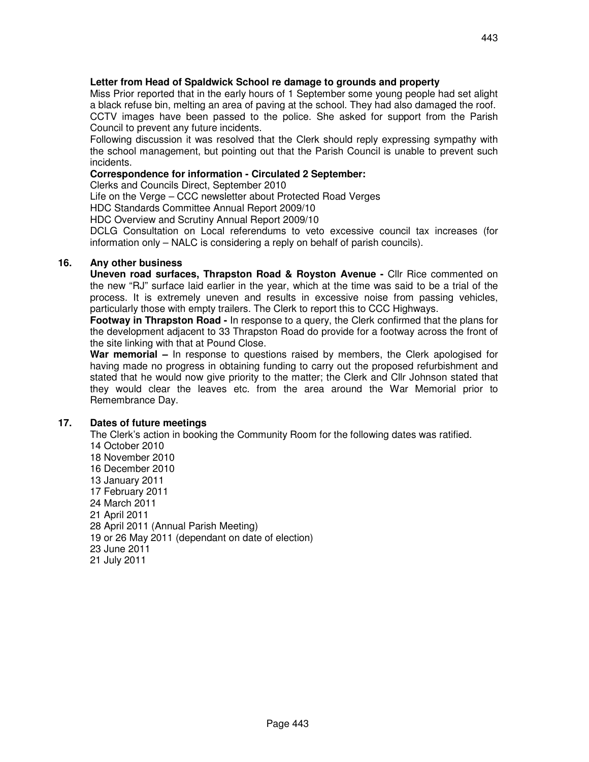**Letter from Head of Spaldwick School re damage to grounds and property**

Miss Prior reported that in the early hours of 1 September some young people had set alight a black refuse bin, melting an area of paving at the school. They had also damaged the roof. CCTV images have been passed to the police. She asked for support from the Parish Council to prevent any future incidents.

Following discussion it was resolved that the Clerk should reply expressing sympathy with the school management, but pointing out that the Parish Council is unable to prevent such incidents.

**Correspondence for information - Circulated 2 September:**

Clerks and Councils Direct, September 2010

Life on the Verge – CCC newsletter about Protected Road Verges

HDC Standards Committee Annual Report 2009/10

HDC Overview and Scrutiny Annual Report 2009/10

DCLG Consultation on Local referendums to veto excessive council tax increases (for information only – NALC is considering a reply on behalf of parish councils).

## 16. Any other business

**Uneven road surfaces, Thrapston Road & Royston Avenue -** Cllr Rice commented on the new "RJ" surface laid earlier in the year, which at the time was said to be a trial of the process. It is extremely uneven and results in excessive noise from passing vehicles, particularly those with empty trailers. The Clerk to report this to CCC Highways.

**Footway in Thrapston Road -** In response to a query, the Clerk confirmed that the plans for the development adjacent to 33 Thrapston Road do provide for a footway across the front of the site linking with that at Pound Close.

**War memorial –** In response to questions raised by members, the Clerk apologised for having made no progress in obtaining funding to carry out the proposed refurbishment and stated that he would now give priority to the matter; the Clerk and Cllr Johnson stated that they would clear the leaves etc. from the area around the War Memorial prior to Remembrance Day.

## 17. Dates of future meetings

The Clerk's action in booking the Community Room for the following dates was ratified.

14 October 2010
18 November 2010
16 December 2010
13 January 2011
17 February 2011
24 March 2011
21 April 2011
28 April 2011 (Annual Parish Meeting)
19 or 26 May 2011 (dependant on date of election)
23 June 2011
21 July 2011